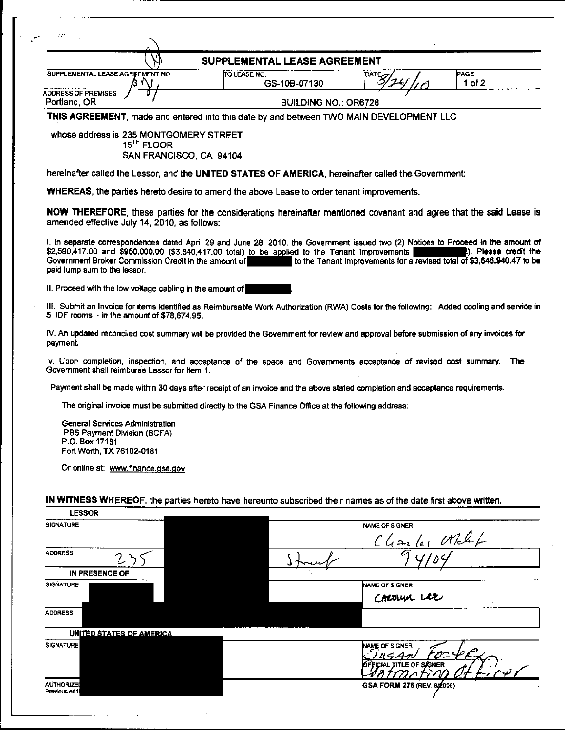# SUPPLEMENTAL LEASE AGREEMENT

| SUPPLEMENTAL LEASE AGREEMENT NO. | TO LEASE NO. | DATE | PAGE |
|---|---|---|---|
| 3 | GS-10B-07130 | 8/24/10 | 1 of 2 |
| ADDRESS OF PREMISES Portland, OR | BUILDING NO.: OR6728 | | |

**THIS AGREEMENT**, made and entered into this date by and between TWO MAIN DEVELOPMENT LLC

whose address is 235 MONTGOMERY STREET
15TH FLOOR
SAN FRANCISCO, CA 94104

hereinafter called the Lessor, and the **UNITED STATES OF AMERICA**, hereinafter called the Government:

**WHEREAS**, the parties hereto desire to amend the above Lease to order tenant improvements.

**NOW THEREFORE**, these parties for the considerations hereinafter mentioned covenant and agree that the said Lease is amended effective July 14, 2010, as follows:

I. In separate correspondences dated April 29 and June 28, 2010, the Government issued two (2) Notices to Proceed in the amount of $2,590,417.00 and $950,000.00 ($3,840,417.00 total) to be applied to the Tenant Improvements [REDACTED]). Please credit the Government Broker Commission Credit in the amount of [REDACTED] to the Tenant Improvements for a revised total of $3,646,940.47 to be paid lump sum to the lessor.

II. Proceed with the low voltage cabling in the amount of [REDACTED].

III. Submit an Invoice for items identified as Reimbursable Work Authorization (RWA) Costs for the following: Added cooling and service in 5 IDF rooms - in the amount of $78,674.95.

IV. An updated reconciled cost summary will be provided the Government for review and approval before submission of any invoices for payment.

v. Upon completion, inspection, and acceptance of the space and Governments acceptance of revised cost summary. The Government shall reimburse Lessor for Item 1.

Payment shall be made within 30 days after receipt of an invoice and the above stated completion and acceptance requirements.

The original invoice must be submitted directly to the GSA Finance Office at the following address:

General Services Administration
PBS Payment Division (BCFA)
P.O. Box 17181
Fort Worth, TX 76102-0181

Or online at: www.finance.gsa.gov

**IN WITNESS WHEREOF**, the parties hereto have hereunto subscribed their names as of the date first above written.

| LESSOR | |
|---|---|
| SIGNATURE [REDACTED] | NAME OF SIGNER Charles [illegible] |
| ADDRESS 235 [REDACTED] Street | 94104 |
| **IN PRESENCE OF** | |
| SIGNATURE [REDACTED] | NAME OF SIGNER Carolyn Lee |
| ADDRESS [REDACTED] | |
| **UNITED STATES OF AMERICA** | |
| SIGNATURE [REDACTED] | NAME OF SIGNER Susan Foster |
| | OFFICIAL TITLE OF SIGNER Contracting Officer |
| AUTHORIZED [REDACTED] Previous editi[REDACTED] | GSA FORM 276 (REV. 8/2006) |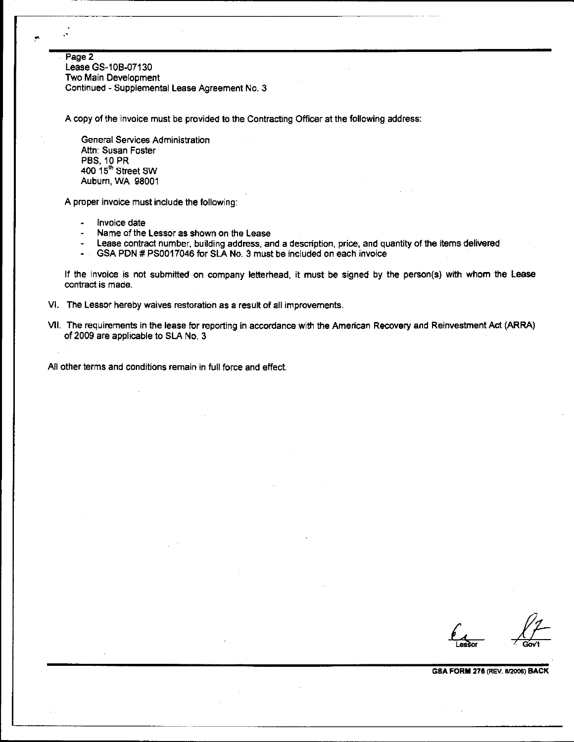Page 2
Lease GS-10B-07130
Two Main Development
Continued - Supplemental Lease Agreement No. 3

A copy of the invoice must be provided to the Contracting Officer at the following address:

General Services Administration
Attn: Susan Foster
PBS, 10 PR
400 15th Street SW
Auburn, WA 98001

A proper invoice must include the following:

- Invoice date
- Name of the Lessor as shown on the Lease
- Lease contract number, building address, and a description, price, and quantity of the items delivered
- GSA PDN # PS0017046 for SLA No. 3 must be included on each invoice

If the invoice is not submitted on company letterhead, it must be signed by the person(s) with whom the Lease contract is made.

VI. The Lessor hereby waives restoration as a result of all improvements.

VII. The requirements in the lease for reporting in accordance with the American Recovery and Reinvestment Act (ARRA) of 2009 are applicable to SLA No. 3

All other terms and conditions remain in full force and effect.

Lessor Gov't

GSA FORM 276 (REV. 8/2006) BACK